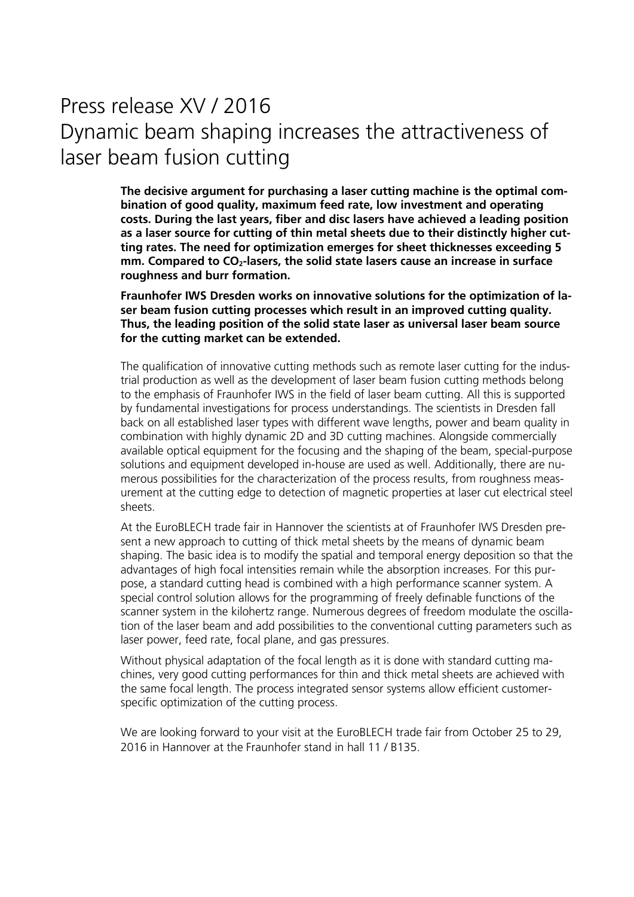# Press release XV / 2016
# Dynamic beam shaping increases the attractiveness of laser beam fusion cutting

**The decisive argument for purchasing a laser cutting machine is the optimal combination of good quality, maximum feed rate, low investment and operating costs. During the last years, fiber and disc lasers have achieved a leading position as a laser source for cutting of thin metal sheets due to their distinctly higher cutting rates. The need for optimization emerges for sheet thicknesses exceeding 5 mm. Compared to $CO_2$-lasers, the solid state lasers cause an increase in surface roughness and burr formation.**

**Fraunhofer IWS Dresden works on innovative solutions for the optimization of laser beam fusion cutting processes which result in an improved cutting quality. Thus, the leading position of the solid state laser as universal laser beam source for the cutting market can be extended.**

The qualification of innovative cutting methods such as remote laser cutting for the industrial production as well as the development of laser beam fusion cutting methods belong to the emphasis of Fraunhofer IWS in the field of laser beam cutting. All this is supported by fundamental investigations for process understandings. The scientists in Dresden fall back on all established laser types with different wave lengths, power and beam quality in combination with highly dynamic 2D and 3D cutting machines. Alongside commercially available optical equipment for the focusing and the shaping of the beam, special-purpose solutions and equipment developed in-house are used as well. Additionally, there are numerous possibilities for the characterization of the process results, from roughness measurement at the cutting edge to detection of magnetic properties at laser cut electrical steel sheets.

At the EuroBLECH trade fair in Hannover the scientists at of Fraunhofer IWS Dresden present a new approach to cutting of thick metal sheets by the means of dynamic beam shaping. The basic idea is to modify the spatial and temporal energy deposition so that the advantages of high focal intensities remain while the absorption increases. For this purpose, a standard cutting head is combined with a high performance scanner system. A special control solution allows for the programming of freely definable functions of the scanner system in the kilohertz range. Numerous degrees of freedom modulate the oscillation of the laser beam and add possibilities to the conventional cutting parameters such as laser power, feed rate, focal plane, and gas pressures.

Without physical adaptation of the focal length as it is done with standard cutting machines, very good cutting performances for thin and thick metal sheets are achieved with the same focal length. The process integrated sensor systems allow efficient customer-specific optimization of the cutting process.

We are looking forward to your visit at the EuroBLECH trade fair from October 25 to 29, 2016 in Hannover at the Fraunhofer stand in hall 11 / B135.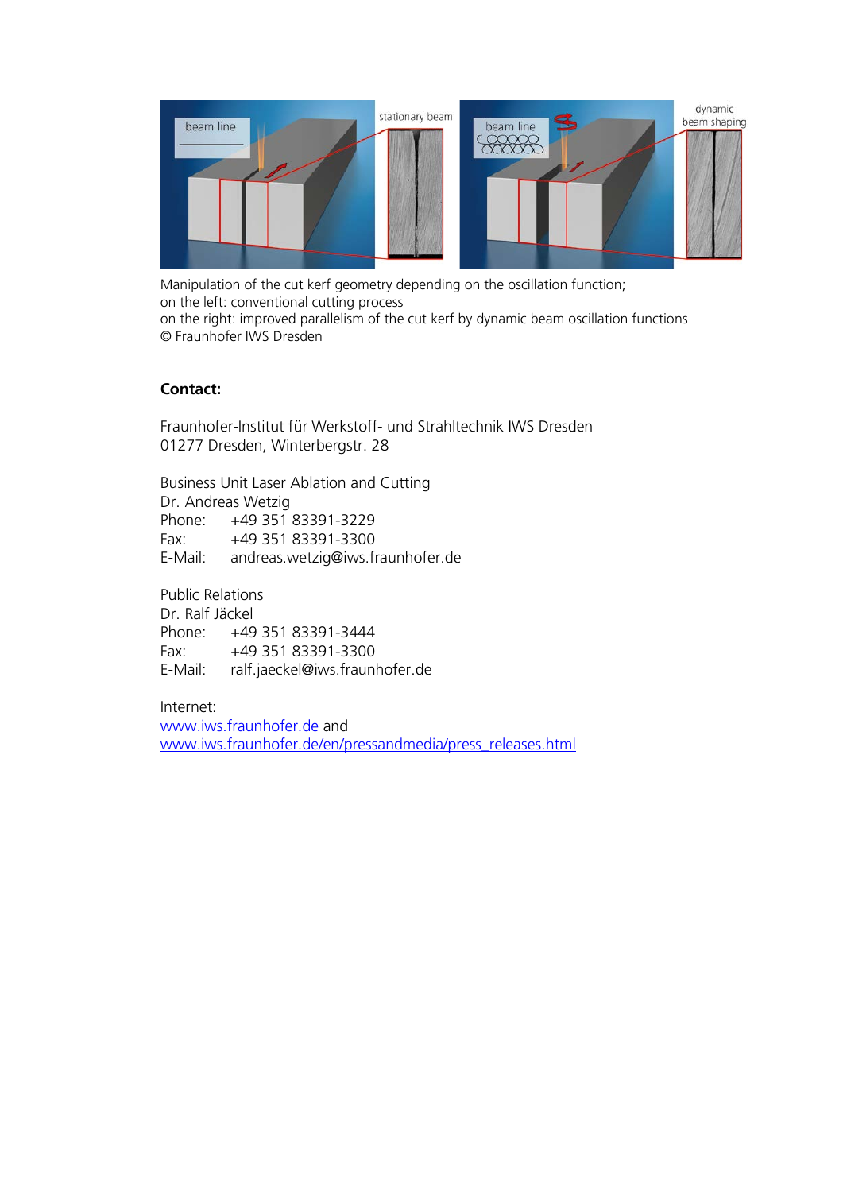beam line

stationary beam

beam line

dynamic beam shaping

Manipulation of the cut kerf geometry depending on the oscillation function;
on the left: conventional cutting process
on the right: improved parallelism of the cut kerf by dynamic beam oscillation functions
© Fraunhofer IWS Dresden

**Contact:**

Fraunhofer-Institut für Werkstoff- und Strahltechnik IWS Dresden
01277 Dresden, Winterbergstr. 28

Business Unit Laser Ablation and Cutting
Dr. Andreas Wetzig
Phone: +49 351 83391-3229
Fax: +49 351 83391-3300
E-Mail: andreas.wetzig@iws.fraunhofer.de

Public Relations
Dr. Ralf Jäckel
Phone: +49 351 83391-3444
Fax: +49 351 83391-3300
E-Mail: ralf.jaeckel@iws.fraunhofer.de

Internet:
www.iws.fraunhofer.de and
www.iws.fraunhofer.de/en/pressandmedia/press_releases.html